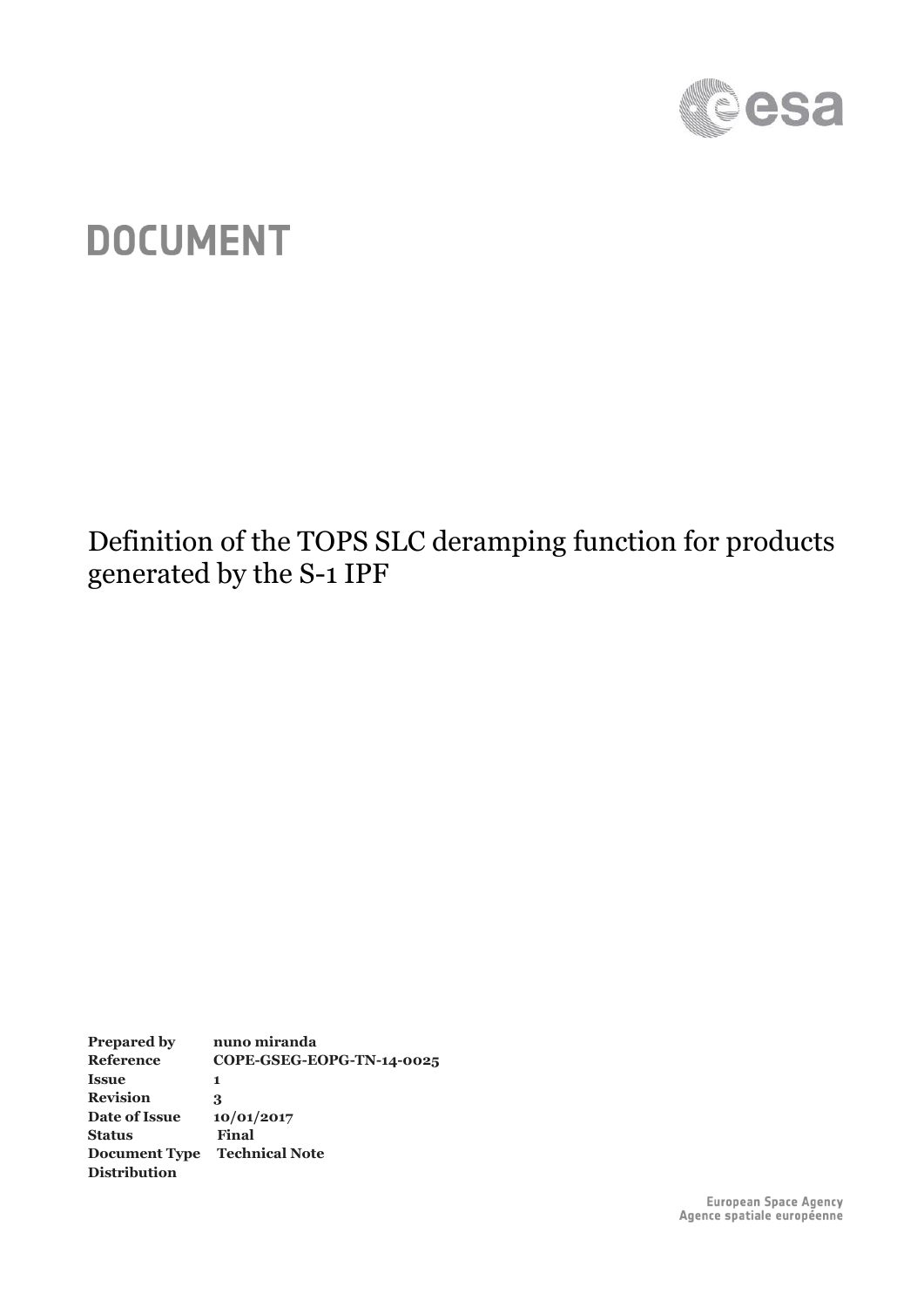# DOCUMENT

Definition of the TOPS SLC deramping function for products generated by the S-1 IPF

| | |
|---|---|
| **Prepared by** | **nuno miranda** |
| **Reference** | **COPE-GSEG-EOPG-TN-14-0025** |
| **Issue** | **1** |
| **Revision** | **3** |
| **Date of Issue** | **10/01/2017** |
| **Status** | **Final** |
| **Document Type** | **Technical Note** |
| **Distribution** | |

European Space Agency
Agence spatiale européenne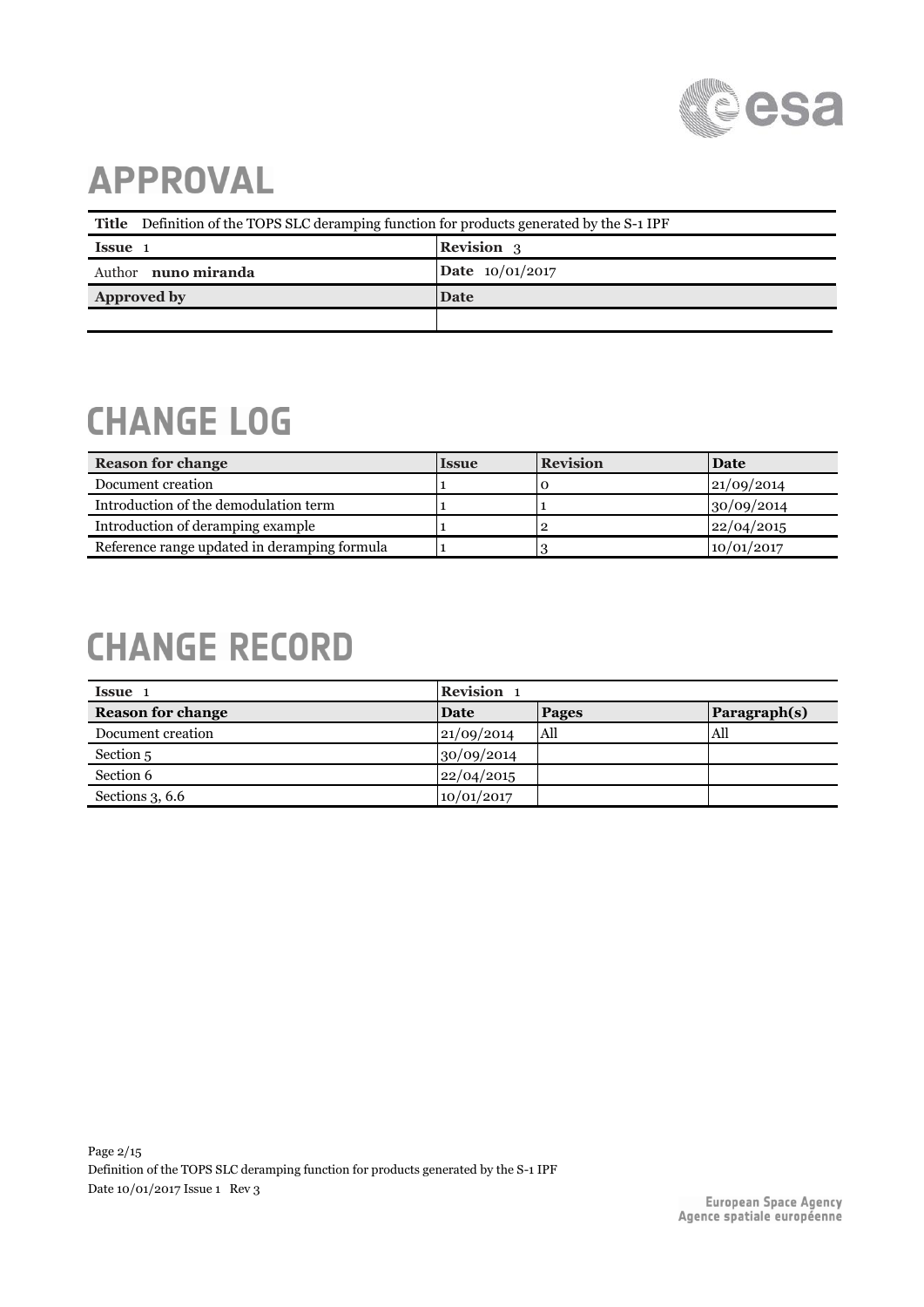# APPROVAL

| **Title** Definition of the TOPS SLC deramping function for products generated by the S-1 IPF | |
|---|---|
| **Issue** 1 | **Revision** 3 |
| Author **nuno miranda** | **Date** 10/01/2017 |
| **Approved by** | **Date** |
| | |

# CHANGE LOG

| Reason for change | Issue | Revision | Date |
|---|---|---|---|
| Document creation | 1 | 0 | 21/09/2014 |
| Introduction of the demodulation term | 1 | 1 | 30/09/2014 |
| Introduction of deramping example | 1 | 2 | 22/04/2015 |
| Reference range updated in deramping formula | 1 | 3 | 10/01/2017 |

# CHANGE RECORD

| **Issue** 1 | **Revision** 1 | | |
|---|---|---|---|
| **Reason for change** | **Date** | **Pages** | **Paragraph(s)** |
| Document creation | 21/09/2014 | All | All |
| Section 5 | 30/09/2014 | | |
| Section 6 | 22/04/2015 | | |
| Sections 3, 6.6 | 10/01/2017 | | |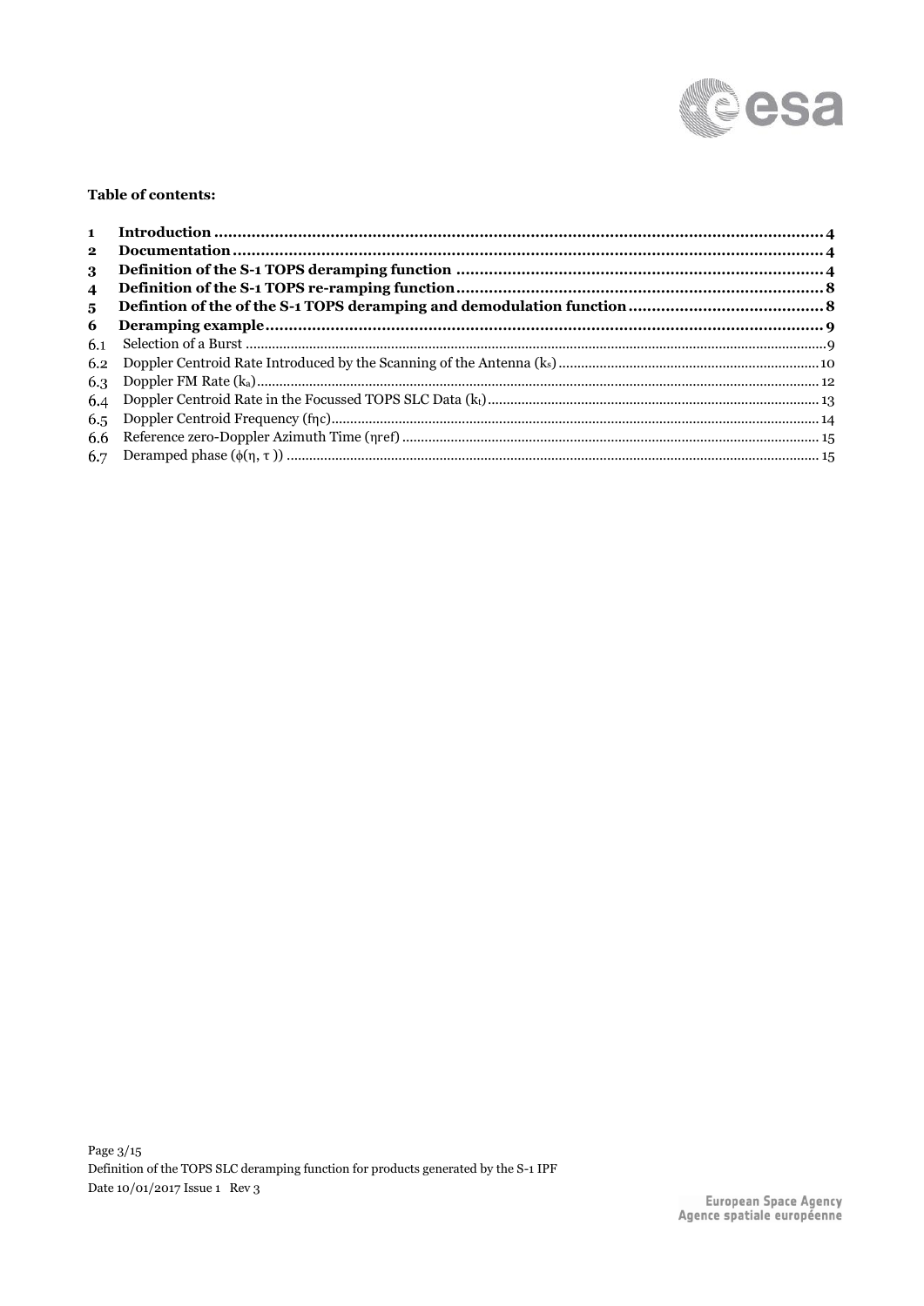**Table of contents:**

| | | |
|---|---|---|
| **1** | **Introduction** | **4** |
| **2** | **Documentation** | **4** |
| **3** | **Definition of the S-1 TOPS deramping function** | **4** |
| **4** | **Definition of the S-1 TOPS re-ramping function** | **8** |
| **5** | **Defintion of the of the S-1 TOPS deramping and demodulation function** | **8** |
| **6** | **Deramping example** | **9** |
| 6.1 | Selection of a Burst | 9 |
| 6.2 | Doppler Centroid Rate Introduced by the Scanning of the Antenna ($k_s$) | 10 |
| 6.3 | Doppler FM Rate ($k_a$) | 12 |
| 6.4 | Doppler Centroid Rate in the Focussed TOPS SLC Data ($k_t$) | 13 |
| 6.5 | Doppler Centroid Frequency ($f_{\eta c}$) | 14 |
| 6.6 | Reference zero-Doppler Azimuth Time ($\eta_{ref}$) | 15 |
| 6.7 | Deramped phase ($\phi(\eta, \tau)$) | 15 |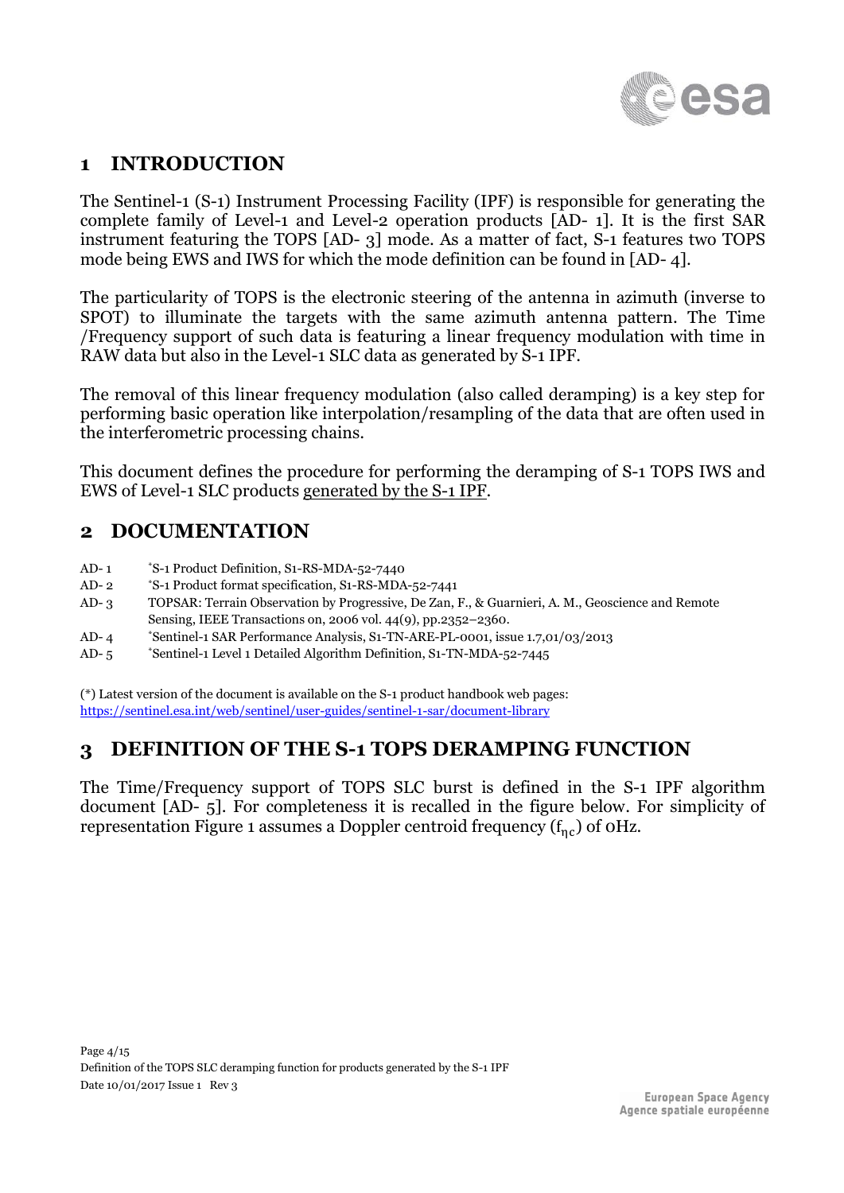# 1 INTRODUCTION

The Sentinel-1 (S-1) Instrument Processing Facility (IPF) is responsible for generating the complete family of Level-1 and Level-2 operation products [AD- 1]. It is the first SAR instrument featuring the TOPS [AD- 3] mode. As a matter of fact, S-1 features two TOPS mode being EWS and IWS for which the mode definition can be found in [AD- 4].

The particularity of TOPS is the electronic steering of the antenna in azimuth (inverse to SPOT) to illuminate the targets with the same azimuth antenna pattern. The Time /Frequency support of such data is featuring a linear frequency modulation with time in RAW data but also in the Level-1 SLC data as generated by S-1 IPF.

The removal of this linear frequency modulation (also called deramping) is a key step for performing basic operation like interpolation/resampling of the data that are often used in the interferometric processing chains.

This document defines the procedure for performing the deramping of S-1 TOPS IWS and EWS of Level-1 SLC products generated by the S-1 IPF.

# 2 DOCUMENTATION

| | |
|---|---|
| AD- 1 | *S-1 Product Definition, S1-RS-MDA-52-7440 |
| AD- 2 | *S-1 Product format specification, S1-RS-MDA-52-7441 |
| AD- 3 | TOPSAR: Terrain Observation by Progressive, De Zan, F., & Guarnieri, A. M., Geoscience and Remote Sensing, IEEE Transactions on, 2006 vol. 44(9), pp.2352–2360. |
| AD- 4 | *Sentinel-1 SAR Performance Analysis, S1-TN-ARE-PL-0001, issue 1.7,01/03/2013 |
| AD- 5 | *Sentinel-1 Level 1 Detailed Algorithm Definition, S1-TN-MDA-52-7445 |

(*) Latest version of the document is available on the S-1 product handbook web pages: https://sentinel.esa.int/web/sentinel/user-guides/sentinel-1-sar/document-library

# 3 DEFINITION OF THE S-1 TOPS DERAMPING FUNCTION

The Time/Frequency support of TOPS SLC burst is defined in the S-1 IPF algorithm document [AD- 5]. For completeness it is recalled in the figure below. For simplicity of representation Figure 1 assumes a Doppler centroid frequency ($f_{\eta c}$) of 0Hz.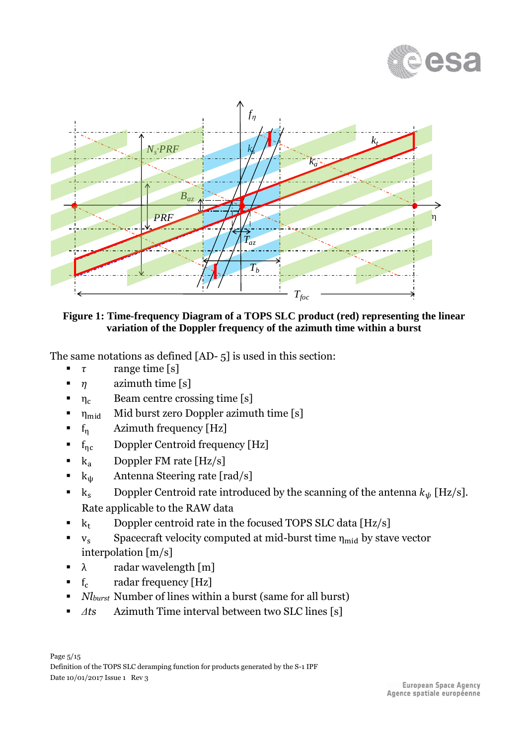**Figure 1: Time-frequency Diagram of a TOPS SLC product (red) representing the linear variation of the Doppler frequency of the azimuth time within a burst**

The same notations as defined [AD- 5] is used in this section:

- $\tau$ range time [s]
- $\eta$ azimuth time [s]
- $\eta_c$ Beam centre crossing time [s]
- $\eta_{mid}$ Mid burst zero Doppler azimuth time [s]
- $f_\eta$ Azimuth frequency [Hz]
- $f_{\eta c}$ Doppler Centroid frequency [Hz]
- $k_a$ Doppler FM rate [Hz/s]
- $k_\psi$ Antenna Steering rate [rad/s]
- $k_s$ Doppler Centroid rate introduced by the scanning of the antenna $k_\psi$ [Hz/s]. Rate applicable to the RAW data
- $k_t$ Doppler centroid rate in the focused TOPS SLC data [Hz/s]
- $v_s$ Spacecraft velocity computed at mid-burst time $\eta_{mid}$ by stave vector interpolation [m/s]
- $\lambda$ radar wavelength [m]
- $f_c$ radar frequency [Hz]
- $Nl_{burst}$ Number of lines within a burst (same for all burst)
- $\Delta ts$ Azimuth Time interval between two SLC lines [s]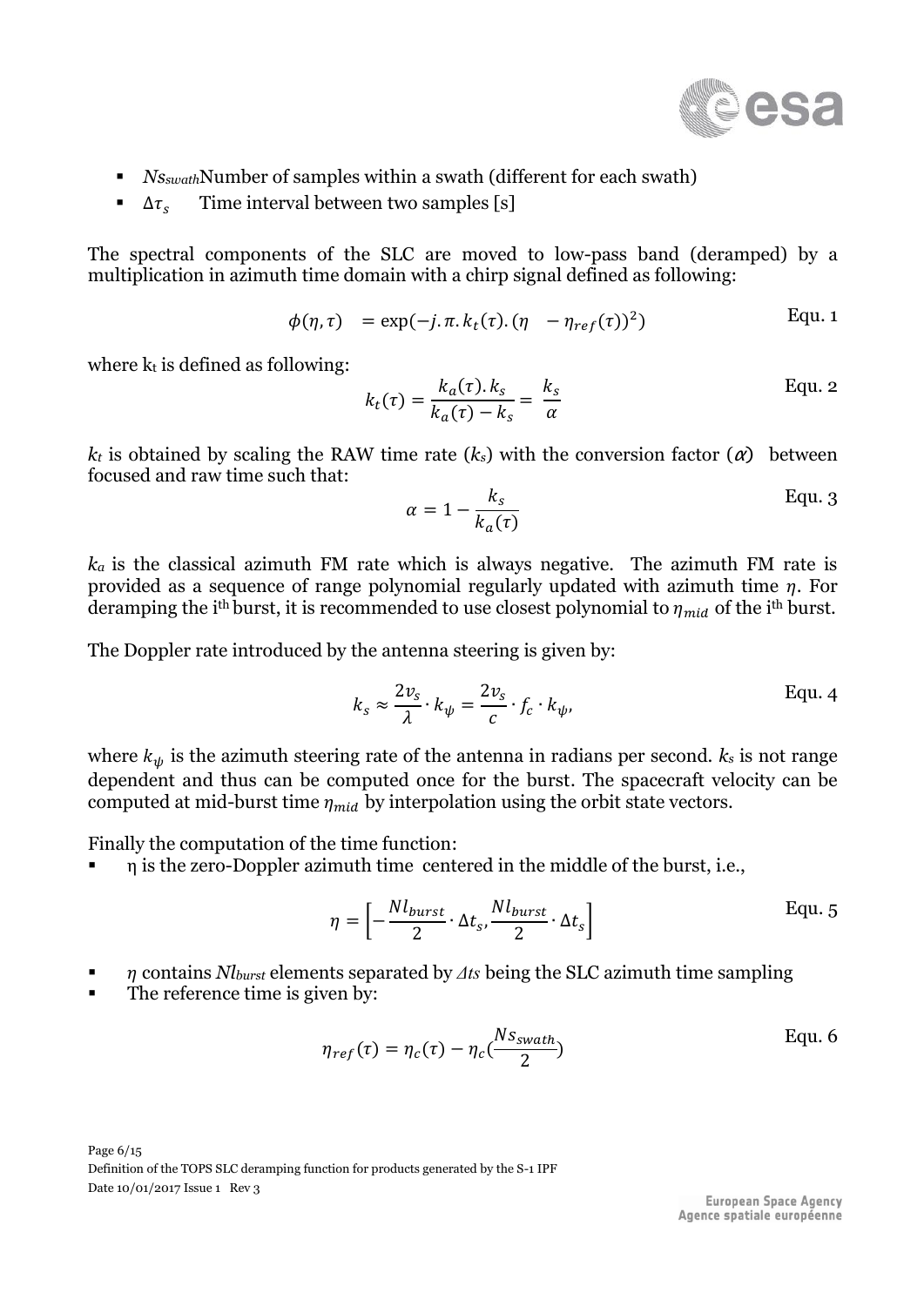- $Ns_{swath}$ Number of samples within a swath (different for each swath)
- $\Delta\tau_s$ Time interval between two samples [s]

The spectral components of the SLC are moved to low-pass band (deramped) by a multiplication in azimuth time domain with a chirp signal defined as following:

$$\phi(\eta,\tau) = \exp(-j.\pi.k_t(\tau).(\eta - \eta_{ref}(\tau))^2) \quad \text{Equ. 1}$$

where $k_t$ is defined as following:

$$k_t(\tau) = \frac{k_a(\tau).k_s}{k_a(\tau) - k_s} = \frac{k_s}{\alpha} \quad \text{Equ. 2}$$

$k_t$ is obtained by scaling the RAW time rate ($k_s$) with the conversion factor ($\alpha$) between focused and raw time such that:

$$\alpha = 1 - \frac{k_s}{k_a(\tau)} \quad \text{Equ. 3}$$

$k_a$ is the classical azimuth FM rate which is always negative. The azimuth FM rate is provided as a sequence of range polynomial regularly updated with azimuth time $\eta$. For deramping the i[th] burst, it is recommended to use closest polynomial to $\eta_{mid}$ of the i[th] burst.

The Doppler rate introduced by the antenna steering is given by:

$$k_s \approx \frac{2v_s}{\lambda} \cdot k_\psi = \frac{2v_s}{c} \cdot f_c \cdot k_\psi, \quad \text{Equ. 4}$$

where $k_\psi$ is the azimuth steering rate of the antenna in radians per second. $k_s$ is not range dependent and thus can be computed once for the burst. The spacecraft velocity can be computed at mid-burst time $\eta_{mid}$ by interpolation using the orbit state vectors.

Finally the computation of the time function:

- η is the zero-Doppler azimuth time centered in the middle of the burst, i.e.,

$$\eta = \left[-\frac{Nl_{burst}}{2} \cdot \Delta t_s, \frac{Nl_{burst}}{2} \cdot \Delta t_s\right] \quad \text{Equ. 5}$$

- $\eta$ contains $Nl_{burst}$ elements separated by $\Delta ts$ being the SLC azimuth time sampling
- The reference time is given by:

$$\eta_{ref}(\tau) = \eta_c(\tau) - \eta_c(\frac{Ns_{swath}}{2}) \quad \text{Equ. 6}$$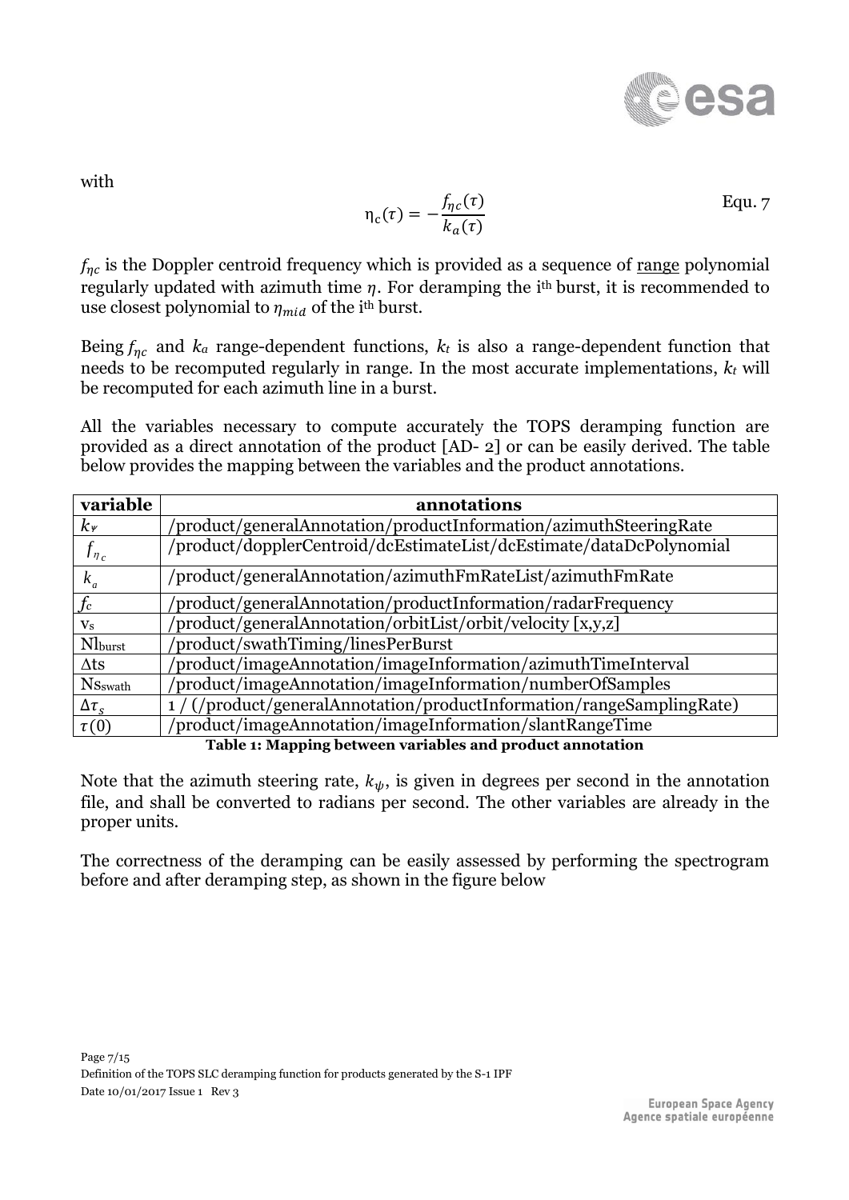with

$$\eta_c(\tau) = -\frac{f_{\eta c}(\tau)}{k_a(\tau)} \qquad \text{Equ. 7}$$

$f_{\eta c}$ is the Doppler centroid frequency which is provided as a sequence of <u>range</u> polynomial regularly updated with azimuth time $\eta$. For deramping the i[th] burst, it is recommended to use closest polynomial to $\eta_{mid}$ of the i[th] burst.

Being $f_{\eta c}$ and $k_a$ range-dependent functions, $k_t$ is also a range-dependent function that needs to be recomputed regularly in range. In the most accurate implementations, $k_t$ will be recomputed for each azimuth line in a burst.

All the variables necessary to compute accurately the TOPS deramping function are provided as a direct annotation of the product [AD- 2] or can be easily derived. The table below provides the mapping between the variables and the product annotations.

| variable | annotations |
|---|---|
| $k_\psi$ | /product/generalAnnotation/productInformation/azimuthSteeringRate |
| $f_{\eta_c}$ | /product/dopplerCentroid/dcEstimateList/dcEstimate/dataDcPolynomial |
| $k_a$ | /product/generalAnnotation/azimuthFmRateList/azimuthFmRate |
| $f_c$ | /product/generalAnnotation/productInformation/radarFrequency |
| $v_s$ | /product/generalAnnotation/orbitList/orbit/velocity [x,y,z] |
| $Nl_{burst}$ | /product/swathTiming/linesPerBurst |
| $\Delta ts$ | /product/imageAnnotation/imageInformation/azimuthTimeInterval |
| $Ns_{swath}$ | /product/imageAnnotation/imageInformation/numberOfSamples |
| $\Delta\tau_s$ | 1 / (/product/generalAnnotation/productInformation/rangeSamplingRate) |
| $\tau(0)$ | /product/imageAnnotation/imageInformation/slantRangeTime |

**Table 1: Mapping between variables and product annotation**

Note that the azimuth steering rate, $k_\psi$, is given in degrees per second in the annotation file, and shall be converted to radians per second. The other variables are already in the proper units.

The correctness of the deramping can be easily assessed by performing the spectrogram before and after deramping step, as shown in the figure below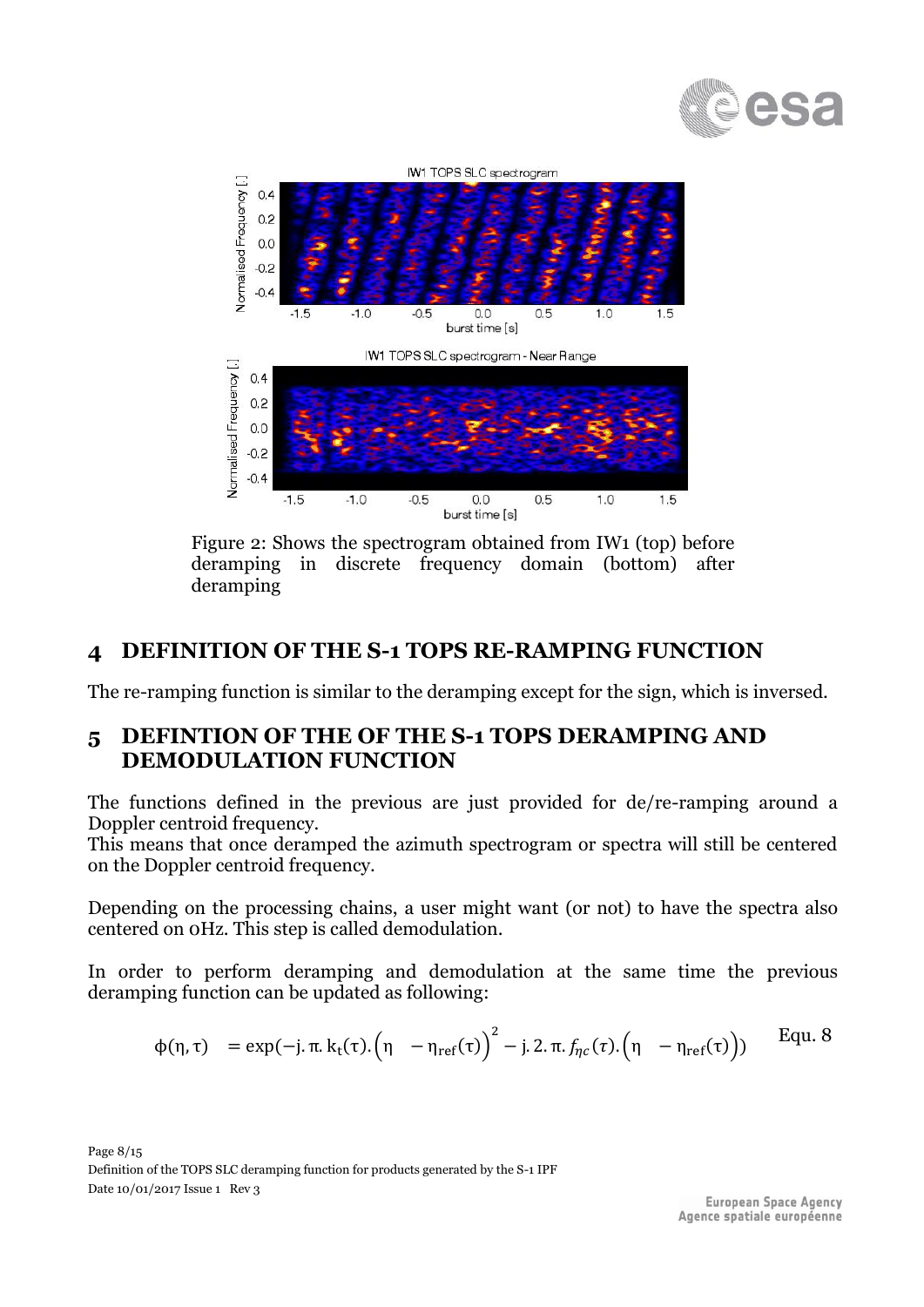Figure 2: Shows the spectrogram obtained from IW1 (top) before deramping in discrete frequency domain (bottom) after deramping

# 4 DEFINITION OF THE S-1 TOPS RE-RAMPING FUNCTION

The re-ramping function is similar to the deramping except for the sign, which is inversed.

# 5 DEFINTION OF THE OF THE S-1 TOPS DERAMPING AND DEMODULATION FUNCTION

The functions defined in the previous are just provided for de/re-ramping around a Doppler centroid frequency.
This means that once deramped the azimuth spectrogram or spectra will still be centered on the Doppler centroid frequency.

Depending on the processing chains, a user might want (or not) to have the spectra also centered on 0Hz. This step is called demodulation.

In order to perform deramping and demodulation at the same time the previous deramping function can be updated as following:

$$\phi(\eta,\tau) = \exp(-j.\pi.k_t(\tau).\left(\eta - \eta_{ref}(\tau)\right)^2 - j.2.\pi.f_{\eta c}(\tau).\left(\eta - \eta_{ref}(\tau)\right)) \quad \text{Equ. 8}$$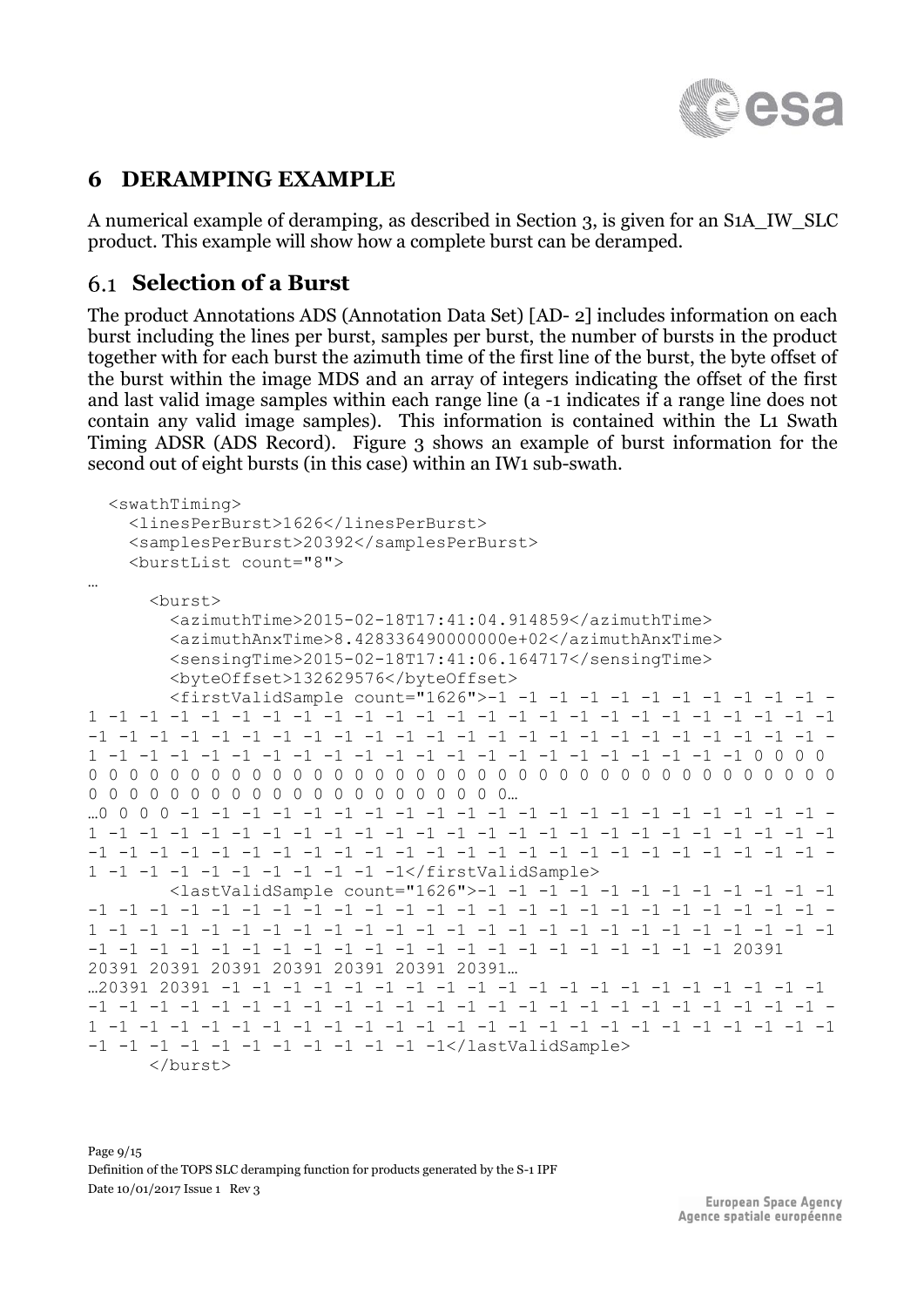# 6 DERAMPING EXAMPLE

A numerical example of deramping, as described in Section 3, is given for an S1A_IW_SLC product. This example will show how a complete burst can be deramped.

## 6.1 Selection of a Burst

The product Annotations ADS (Annotation Data Set) [AD- 2] includes information on each burst including the lines per burst, samples per burst, the number of bursts in the product together with for each burst the azimuth time of the first line of the burst, the byte offset of the burst within the image MDS and an array of integers indicating the offset of the first and last valid image samples within each range line (a -1 indicates if a range line does not contain any valid image samples). This information is contained within the L1 Swath Timing ADSR (ADS Record). Figure 3 shows an example of burst information for the second out of eight bursts (in this case) within an IW1 sub-swath.

```
<swathTiming>
  <linesPerBurst>1626</linesPerBurst>
  <samplesPerBurst>20392</samplesPerBurst>
  <burstList count="8">
…
    <burst>
      <azimuthTime>2015-02-18T17:41:04.914859</azimuthTime>
      <azimuthAnxTime>8.428336490000000e+02</azimuthAnxTime>
      <sensingTime>2015-02-18T17:41:06.164717</sensingTime>
      <byteOffset>132629576</byteOffset>
      <firstValidSample count="1626">-1 -1 -1 -1 -1 -1 -1 -1 -1 -1 -1 -
1 -1 -1 -1 -1 -1 -1 -1 -1 -1 -1 -1 -1 -1 -1 -1 -1 -1 -1 -1 -1 -1 -1 -1 -1 -1
-1 -1 -1 -1 -1 -1 -1 -1 -1 -1 -1 -1 -1 -1 -1 -1 -1 -1 -1 -1 -1 -1 -1 -1 -1 -
1 -1 -1 -1 -1 -1 -1 -1 -1 -1 -1 -1 -1 -1 -1 -1 -1 -1 -1 -1 -1 -1 0 0 0 0
0 0 0 0 0 0 0 0 0 0 0 0 0 0 0 0 0 0 0 0 0 0 0 0 0 0 0 0 0 0 0 0 0 0 0 0 0 0
0 0 0 0 0 0 0 0 0 0 0 0 0 0 0 0 0 0 0 0 0 0 0…
…0 0 0 0 -1 -1 -1 -1 -1 -1 -1 -1 -1 -1 -1 -1 -1 -1 -1 -1 -1 -1 -1 -1 -1 -1 -
1 -1 -1 -1 -1 -1 -1 -1 -1 -1 -1 -1 -1 -1 -1 -1 -1 -1 -1 -1 -1 -1 -1 -1 -1 -1
-1 -1 -1 -1 -1 -1 -1 -1 -1 -1 -1 -1 -1 -1 -1 -1 -1 -1 -1 -1 -1 -1 -1 -1 -1 -
1 -1 -1 -1 -1 -1 -1 -1 -1 -1 -1</firstValidSample>
      <lastValidSample count="1626">-1 -1 -1 -1 -1 -1 -1 -1 -1 -1 -1 -1
-1 -1 -1 -1 -1 -1 -1 -1 -1 -1 -1 -1 -1 -1 -1 -1 -1 -1 -1 -1 -1 -1 -1 -1 -1 -
1 -1 -1 -1 -1 -1 -1 -1 -1 -1 -1 -1 -1 -1 -1 -1 -1 -1 -1 -1 -1 -1 -1 -1 -1 -1
-1 -1 -1 -1 -1 -1 -1 -1 -1 -1 -1 -1 -1 -1 -1 -1 -1 -1 -1 -1 -1 -1 20391
20391 20391 20391 20391 20391 20391 20391…
…20391 20391 -1 -1 -1 -1 -1 -1 -1 -1 -1 -1 -1 -1 -1 -1 -1 -1 -1 -1 -1 -1
-1 -1 -1 -1 -1 -1 -1 -1 -1 -1 -1 -1 -1 -1 -1 -1 -1 -1 -1 -1 -1 -1 -1 -1 -1 -
1 -1 -1 -1 -1 -1 -1 -1 -1 -1 -1 -1 -1 -1 -1 -1 -1 -1 -1 -1 -1 -1 -1 -1 -1 -1
-1 -1 -1 -1 -1 -1 -1 -1 -1 -1 -1 -1</lastValidSample>
    </burst>
```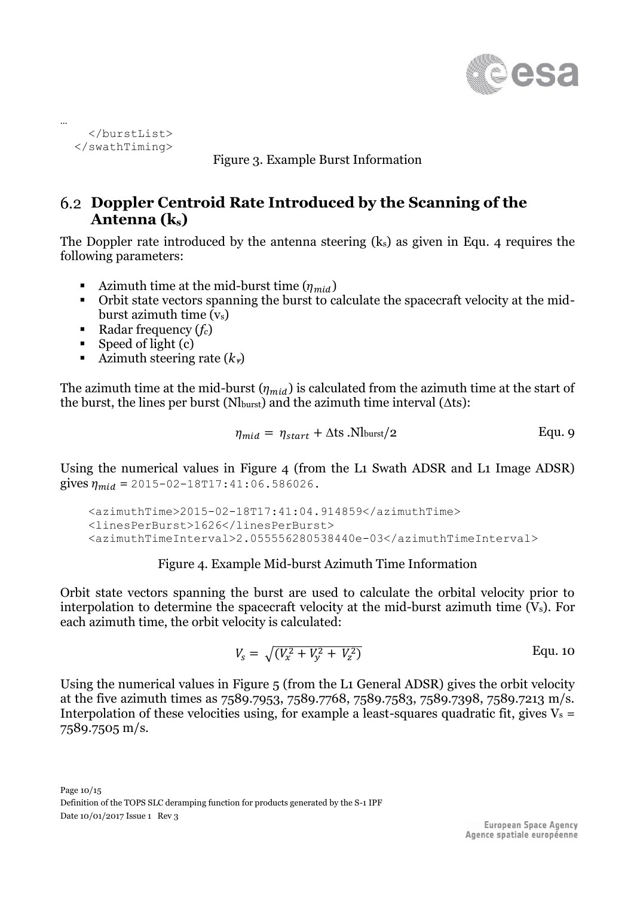```
…
    </burstList>
  </swathTiming>
```

Figure 3. Example Burst Information

## 6.2 Doppler Centroid Rate Introduced by the Scanning of the Antenna ($k_s$)

The Doppler rate introduced by the antenna steering ($k_s$) as given in Equ. 4 requires the following parameters:

- Azimuth time at the mid-burst time ($\eta_{mid}$)
- Orbit state vectors spanning the burst to calculate the spacecraft velocity at the mid-burst azimuth time ($v_s$)
- Radar frequency ($f_c$)
- Speed of light (c)
- Azimuth steering rate ($k_\psi$)

The azimuth time at the mid-burst ($\eta_{mid}$) is calculated from the azimuth time at the start of the burst, the lines per burst ($Nl_{burst}$) and the azimuth time interval ($\Delta ts$):

$$\eta_{mid} = \eta_{start} + \Delta ts \, .Nl_{burst}/2 \qquad \text{Equ. 9}$$

Using the numerical values in Figure 4 (from the L1 Swath ADSR and L1 Image ADSR) gives $\eta_{mid}$ = 2015-02-18T17:41:06.586026.

```
<azimuthTime>2015-02-18T17:41:04.914859</azimuthTime>
<linesPerBurst>1626</linesPerBurst>
<azimuthTimeInterval>2.055556280538440e-03</azimuthTimeInterval>
```

Figure 4. Example Mid-burst Azimuth Time Information

Orbit state vectors spanning the burst are used to calculate the orbital velocity prior to interpolation to determine the spacecraft velocity at the mid-burst azimuth time ($V_s$). For each azimuth time, the orbit velocity is calculated:

$$V_s = \sqrt{(V_x^2 + V_y^2 + V_z^2)} \qquad \text{Equ. 10}$$

Using the numerical values in Figure 5 (from the L1 General ADSR) gives the orbit velocity at the five azimuth times as 7589.7953, 7589.7768, 7589.7583, 7589.7398, 7589.7213 m/s. Interpolation of these velocities using, for example a least-squares quadratic fit, gives $V_s$ = 7589.7505 m/s.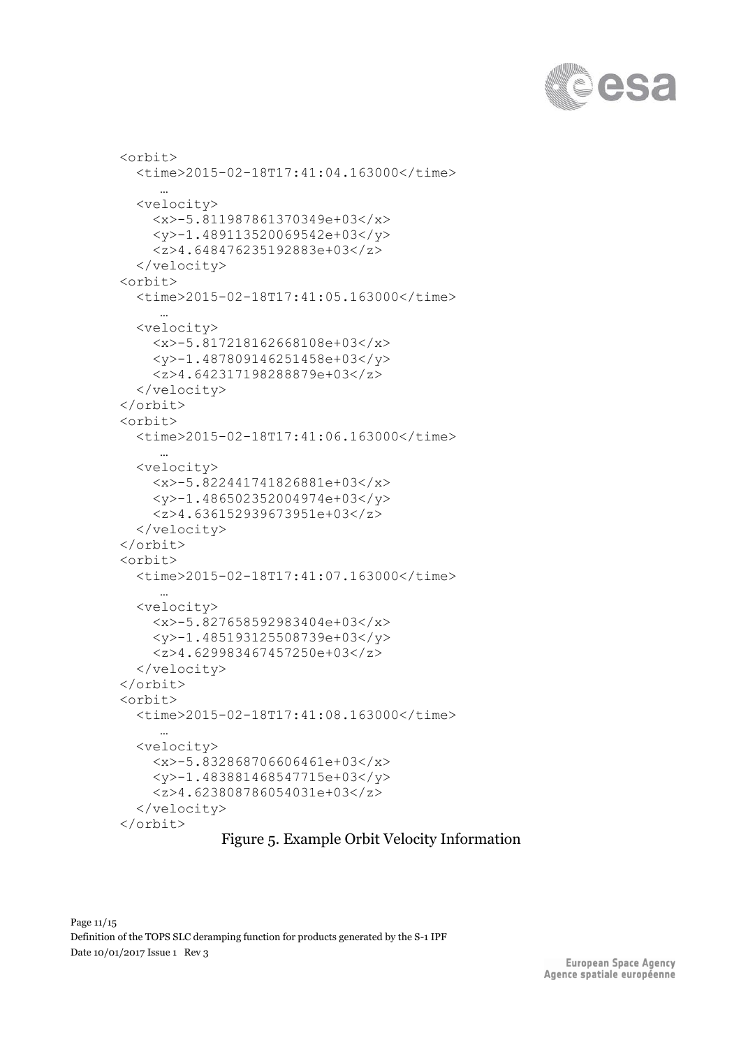```
<orbit>
  <time>2015-02-18T17:41:04.163000</time>
     …
  <velocity>
    <x>-5.811987861370349e+03</x>
    <y>-1.489113520069542e+03</y>
    <z>4.648476235192883e+03</z>
  </velocity>
<orbit>
  <time>2015-02-18T17:41:05.163000</time>
     …
  <velocity>
    <x>-5.817218162668108e+03</x>
    <y>-1.487809146251458e+03</y>
    <z>4.642317198288879e+03</z>
  </velocity>
</orbit>
<orbit>
  <time>2015-02-18T17:41:06.163000</time>
     …
  <velocity>
    <x>-5.822441741826881e+03</x>
    <y>-1.486502352004974e+03</y>
    <z>4.636152939673951e+03</z>
  </velocity>
</orbit>
<orbit>
  <time>2015-02-18T17:41:07.163000</time>
     …
  <velocity>
    <x>-5.827658592983404e+03</x>
    <y>-1.485193125508739e+03</y>
    <z>4.629983467457250e+03</z>
  </velocity>
</orbit>
<orbit>
  <time>2015-02-18T17:41:08.163000</time>
     …
  <velocity>
    <x>-5.832868706606461e+03</x>
    <y>-1.483881468547715e+03</y>
    <z>4.623808786054031e+03</z>
  </velocity>
</orbit>
```

Figure 5. Example Orbit Velocity Information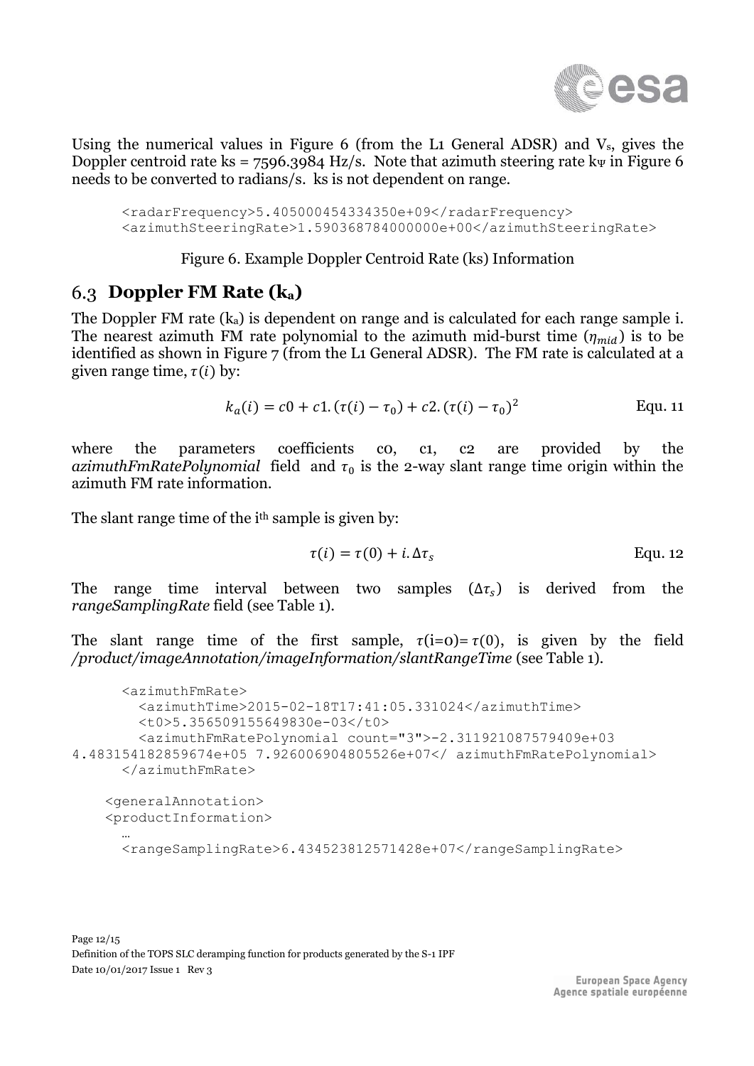Using the numerical values in Figure 6 (from the L1 General ADSR) and $V_s$, gives the Doppler centroid rate ks = 7596.3984 Hz/s. Note that azimuth steering rate $k_\Psi$ in Figure 6 needs to be converted to radians/s. ks is not dependent on range.

```
<radarFrequency>5.405000454334350e+09</radarFrequency>
<azimuthSteeringRate>1.590368784000000e+00</azimuthSteeringRate>
```

Figure 6. Example Doppler Centroid Rate (ks) Information

## 6.3 Doppler FM Rate ($k_a$)

The Doppler FM rate ($k_a$) is dependent on range and is calculated for each range sample i. The nearest azimuth FM rate polynomial to the azimuth mid-burst time ($\eta_{mid}$) is to be identified as shown in Figure 7 (from the L1 General ADSR). The FM rate is calculated at a given range time, $\tau(i)$ by:

$$k_a(i) = c0 + c1.(\tau(i) - \tau_0) + c2.(\tau(i) - \tau_0)^2 \qquad \text{Equ. 11}$$

where the parameters coefficients c0, c1, c2 are provided by the *azimuthFmRatePolynomial* field and $\tau_0$ is the 2-way slant range time origin within the azimuth FM rate information.

The slant range time of the i[th] sample is given by:

$$\tau(i) = \tau(0) + i.\Delta\tau_s \qquad \text{Equ. 12}$$

The range time interval between two samples ($\Delta\tau_s$) is derived from the *rangeSamplingRate* field (see Table 1).

The slant range time of the first sample, $\tau$(i=0)= $\tau(0)$, is given by the field */product/imageAnnotation/imageInformation/slantRangeTime* (see Table 1).

```
<azimuthFmRate>
  <azimuthTime>2015-02-18T17:41:05.331024</azimuthTime>
  <t0>5.356509155649830e-03</t0>
  <azimuthFmRatePolynomial count="3">-2.311921087579409e+03
4.483154182859674e+05 7.926006904805526e+07</ azimuthFmRatePolynomial>
</azimuthFmRate>

<generalAnnotation>
<productInformation>
  …
  <rangeSamplingRate>6.434523812571428e+07</rangeSamplingRate>
```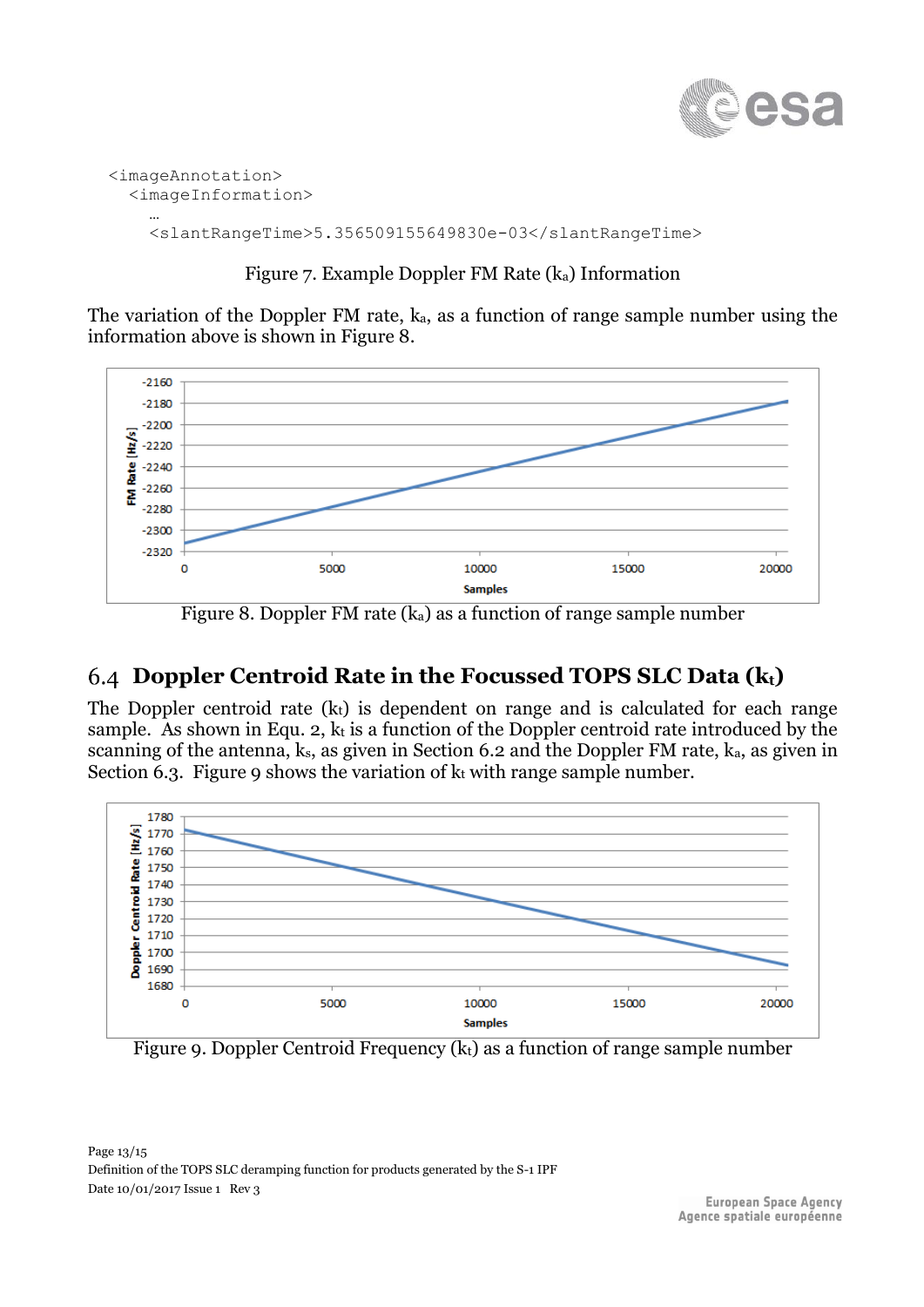```
<imageAnnotation>
  <imageInformation>
    …
    <slantRangeTime>5.356509155649830e-03</slantRangeTime>
```

Figure 7. Example Doppler FM Rate ($k_a$) Information

The variation of the Doppler FM rate, $k_a$, as a function of range sample number using the information above is shown in Figure 8.

Figure 8. Doppler FM rate ($k_a$) as a function of range sample number

## 6.4 Doppler Centroid Rate in the Focussed TOPS SLC Data ($k_t$)

The Doppler centroid rate ($k_t$) is dependent on range and is calculated for each range sample. As shown in Equ. 2, $k_t$ is a function of the Doppler centroid rate introduced by the scanning of the antenna, $k_s$, as given in Section 6.2 and the Doppler FM rate, $k_a$, as given in Section 6.3. Figure 9 shows the variation of $k_t$ with range sample number.

Figure 9. Doppler Centroid Frequency ($k_t$) as a function of range sample number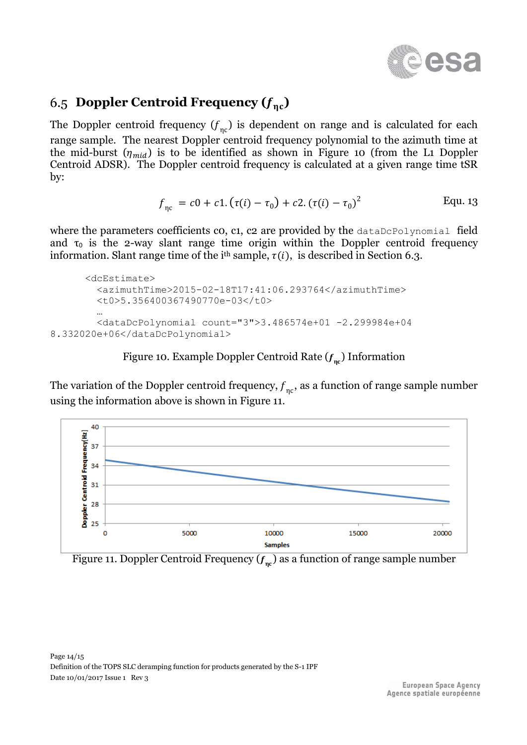## 6.5 Doppler Centroid Frequency ($f_{\eta c}$)

The Doppler centroid frequency ($f_{\eta c}$) is dependent on range and is calculated for each range sample. The nearest Doppler centroid frequency polynomial to the azimuth time at the mid-burst ($\eta_{mid}$) is to be identified as shown in Figure 10 (from the L1 Doppler Centroid ADSR). The Doppler centroid frequency is calculated at a given range time tSR by:

$$f_{\eta c} = c0 + c1.\left(\tau(i) - \tau_0\right) + c2.\left(\tau(i) - \tau_0\right)^2 \qquad \text{Equ. 13}$$

where the parameters coefficients c0, c1, c2 are provided by the `dataDcPolynomial` field and $\tau_0$ is the 2-way slant range time origin within the Doppler centroid frequency information. Slant range time of the i[th] sample, $\tau(i)$, is described in Section 6.3.

```
<dcEstimate>
  <azimuthTime>2015-02-18T17:41:06.293764</azimuthTime>
  <t0>5.356400367490770e-03</t0>
  …
  <dataDcPolynomial count="3">3.486574e+01 -2.299984e+04
8.332020e+06</dataDcPolynomial>
```

Figure 10. Example Doppler Centroid Rate ($f_{\eta c}$) Information

The variation of the Doppler centroid frequency, $f_{\eta c}$, as a function of range sample number using the information above is shown in Figure 11.

Figure 11. Doppler Centroid Frequency ($f_{\eta c}$) as a function of range sample number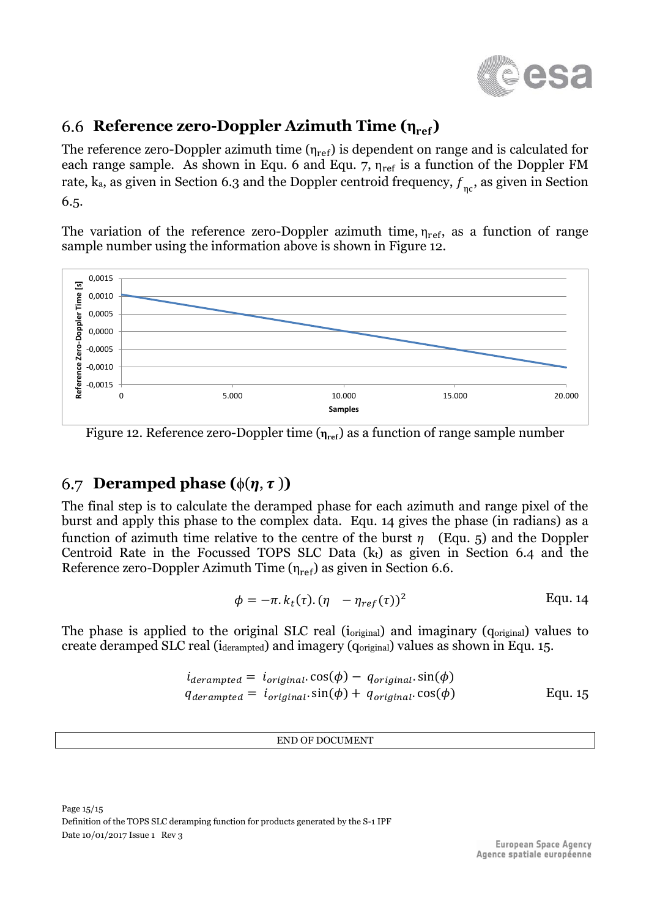## 6.6 Reference zero-Doppler Azimuth Time ($\eta_{ref}$)

The reference zero-Doppler azimuth time ($\eta_{ref}$) is dependent on range and is calculated for each range sample. As shown in Equ. 6 and Equ. 7, $\eta_{ref}$ is a function of the Doppler FM rate, $k_a$, as given in Section 6.3 and the Doppler centroid frequency, $f_{\eta c}$, as given in Section 6.5.

The variation of the reference zero-Doppler azimuth time, $\eta_{ref}$, as a function of range sample number using the information above is shown in Figure 12.

Reference Zero-Doppler Time [s]
0,0015
0,0010
0,0005
0,0000
-0,0005
-0,0010
-0,0015
0
5.000
10.000
15.000
20.000
Samples

Figure 12. Reference zero-Doppler time ($\eta_{ref}$) as a function of range sample number

## 6.7 Deramped phase ($\phi(\eta, \tau)$)

The final step is to calculate the deramped phase for each azimuth and range pixel of the burst and apply this phase to the complex data. Equ. 14 gives the phase (in radians) as a function of azimuth time relative to the centre of the burst $\eta$ (Equ. 5) and the Doppler Centroid Rate in the Focussed TOPS SLC Data ($k_t$) as given in Section 6.4 and the Reference zero-Doppler Azimuth Time ($\eta_{ref}$) as given in Section 6.6.

$$\phi = -\pi . k_t(\tau) . (\eta \quad - \eta_{ref}(\tau))^2 \qquad \text{Equ. 14}$$

The phase is applied to the original SLC real ($i_{original}$) and imaginary ($q_{original}$) values to create deramped SLC real ($i_{derampted}$) and imagery ($q_{original}$) values as shown in Equ. 15.

$$\begin{aligned} i_{derampted} &= i_{original} . \cos(\phi) - q_{original} . \sin(\phi) \\ q_{derampted} &= i_{original} . \sin(\phi) + q_{original} . \cos(\phi) \end{aligned} \qquad \text{Equ. 15}$$

END OF DOCUMENT